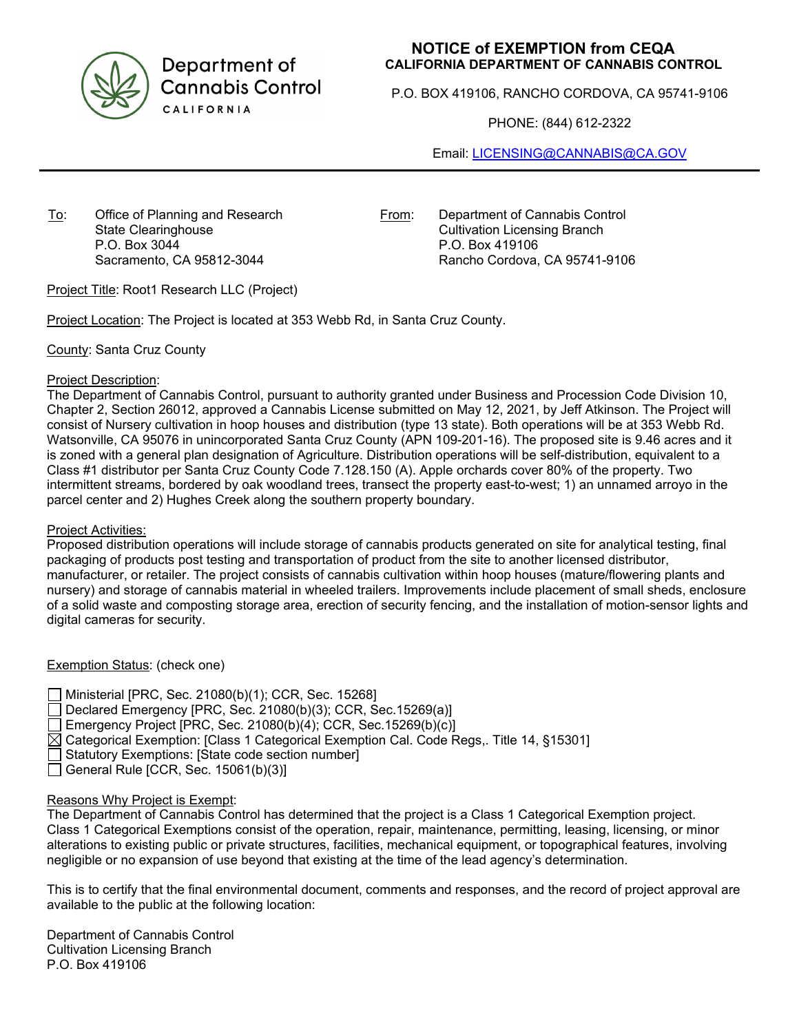Department of Cannabis Control
CALIFORNIA

# NOTICE of EXEMPTION from CEQA

**CALIFORNIA DEPARTMENT OF CANNABIS CONTROL**

P.O. BOX 419106, RANCHO CORDOVA, CA 95741-9106

PHONE: (844) 612-2322

Email: LICENSING@CANNABIS@CA.GOV

---

To: Office of Planning and Research
State Clearinghouse
P.O. Box 3044
Sacramento, CA 95812-3044

From: Department of Cannabis Control
Cultivation Licensing Branch
P.O. Box 419106
Rancho Cordova, CA 95741-9106

Project Title: Root1 Research LLC (Project)

Project Location: The Project is located at 353 Webb Rd, in Santa Cruz County.

County: Santa Cruz County

Project Description:
The Department of Cannabis Control, pursuant to authority granted under Business and Procession Code Division 10, Chapter 2, Section 26012, approved a Cannabis License submitted on May 12, 2021, by Jeff Atkinson. The Project will consist of Nursery cultivation in hoop houses and distribution (type 13 state). Both operations will be at 353 Webb Rd. Watsonville, CA 95076 in unincorporated Santa Cruz County (APN 109-201-16). The proposed site is 9.46 acres and it is zoned with a general plan designation of Agriculture. Distribution operations will be self-distribution, equivalent to a Class #1 distributor per Santa Cruz County Code 7.128.150 (A). Apple orchards cover 80% of the property. Two intermittent streams, bordered by oak woodland trees, transect the property east-to-west; 1) an unnamed arroyo in the parcel center and 2) Hughes Creek along the southern property boundary.

Project Activities:
Proposed distribution operations will include storage of cannabis products generated on site for analytical testing, final packaging of products post testing and transportation of product from the site to another licensed distributor, manufacturer, or retailer. The project consists of cannabis cultivation within hoop houses (mature/flowering plants and nursery) and storage of cannabis material in wheeled trailers. Improvements include placement of small sheds, enclosure of a solid waste and composting storage area, erection of security fencing, and the installation of motion-sensor lights and digital cameras for security.

Exemption Status: (check one)

- ☐ Ministerial [PRC, Sec. 21080(b)(1); CCR, Sec. 15268]
- ☐ Declared Emergency [PRC, Sec. 21080(b)(3); CCR, Sec.15269(a)]
- ☐ Emergency Project [PRC, Sec. 21080(b)(4); CCR, Sec.15269(b)(c)]
- ☒ Categorical Exemption: [Class 1 Categorical Exemption Cal. Code Regs,. Title 14, §15301]
- ☐ Statutory Exemptions: [State code section number]
- ☐ General Rule [CCR, Sec. 15061(b)(3)]

Reasons Why Project is Exempt:
The Department of Cannabis Control has determined that the project is a Class 1 Categorical Exemption project. Class 1 Categorical Exemptions consist of the operation, repair, maintenance, permitting, leasing, licensing, or minor alterations to existing public or private structures, facilities, mechanical equipment, or topographical features, involving negligible or no expansion of use beyond that existing at the time of the lead agency's determination.

This is to certify that the final environmental document, comments and responses, and the record of project approval are available to the public at the following location:

Department of Cannabis Control
Cultivation Licensing Branch
P.O. Box 419106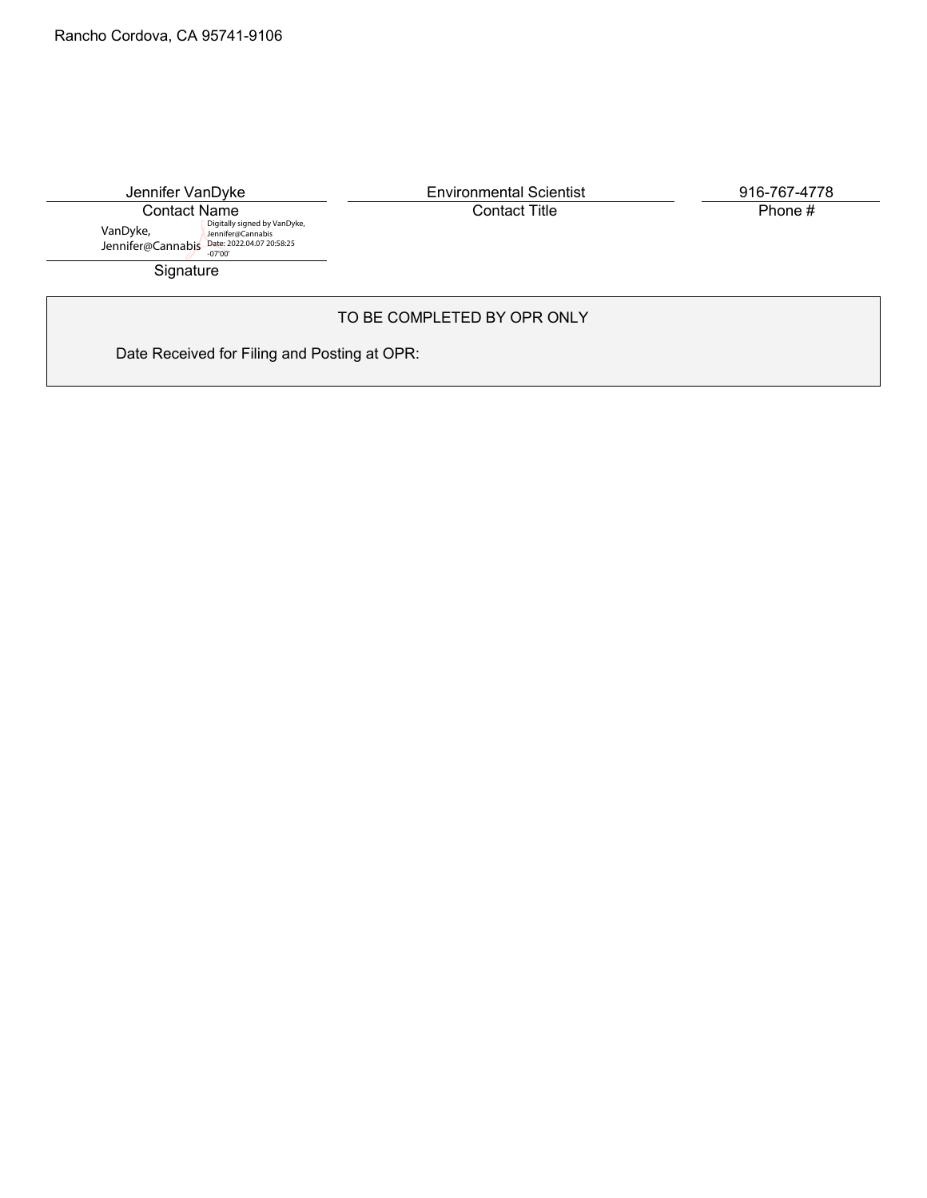Rancho Cordova, CA 95741-9106

| | | |
|---|---|---|
| Jennifer VanDyke | Environmental Scientist | 916-767-4778 |
| Contact Name | Contact Title | Phone # |

VanDyke, Jennifer@Cannabis

Digitally signed by VanDyke, Jennifer@Cannabis
Date: 2022.04.07 20:58:25 -07'00'

Signature

TO BE COMPLETED BY OPR ONLY

Date Received for Filing and Posting at OPR: